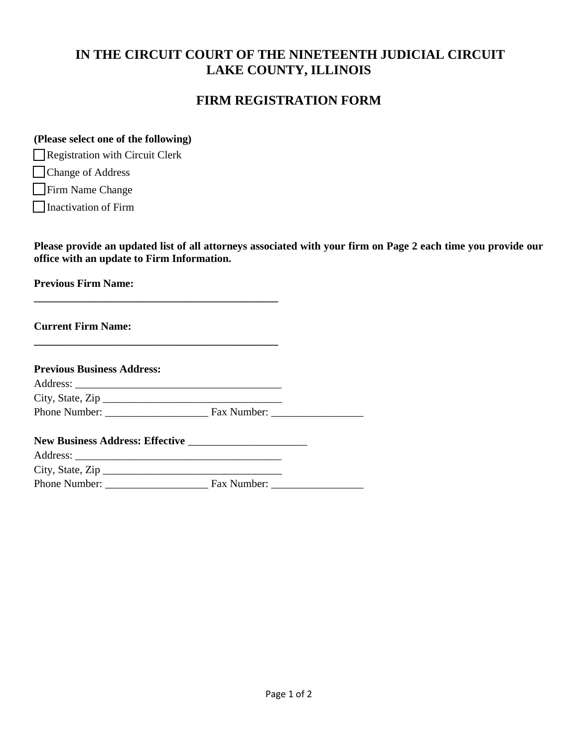# IN THE CIRCUIT COURT OF THE NINETEENTH JUDICIAL CIRCUIT
# LAKE COUNTY, ILLINOIS

## FIRM REGISTRATION FORM

**(Please select one of the following)**

☐ Registration with Circuit Clerk

☐ Change of Address

☐ Firm Name Change

☐ Inactivation of Firm

**Please provide an updated list of all attorneys associated with your firm on Page 2 each time you provide our office with an update to Firm Information.**

**Previous Firm Name:**

**______________________________________________**

**Current Firm Name:**

**______________________________________________**

**Previous Business Address:**

Address: ______________________________________

City, State, Zip ________________________________

Phone Number: ___________________ Fax Number: _________________

**New Business Address: Effective** _____________________

Address: ______________________________________

City, State, Zip ________________________________

Phone Number: ___________________ Fax Number: _________________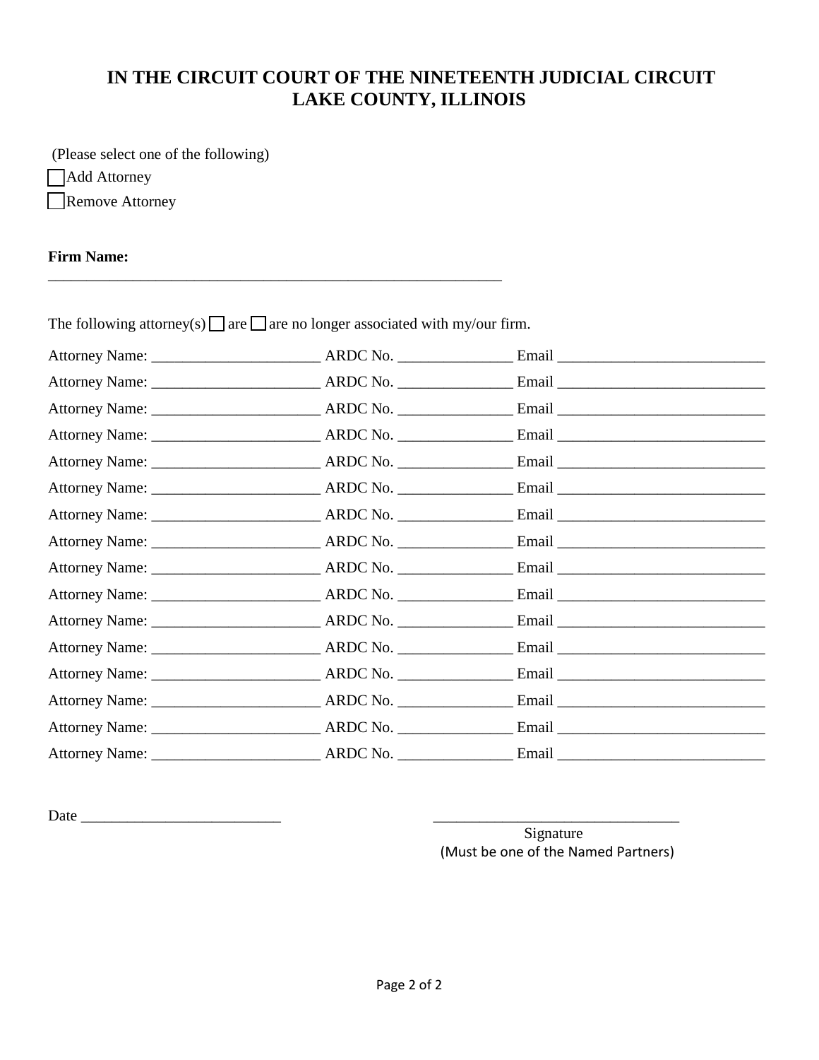# IN THE CIRCUIT COURT OF THE NINETEENTH JUDICIAL CIRCUIT
# LAKE COUNTY, ILLINOIS

(Please select one of the following)

☐ Add Attorney

☐ Remove Attorney

**Firm Name:** ____________________________________________________________

The following attorney(s) ☐ are ☐ are no longer associated with my/our firm.

Attorney Name: ______________________ ARDC No. _______________ Email ___________________________

Attorney Name: ______________________ ARDC No. _______________ Email ___________________________

Attorney Name: ______________________ ARDC No. _______________ Email ___________________________

Attorney Name: ______________________ ARDC No. _______________ Email ___________________________

Attorney Name: ______________________ ARDC No. _______________ Email ___________________________

Attorney Name: ______________________ ARDC No. _______________ Email ___________________________

Attorney Name: ______________________ ARDC No. _______________ Email ___________________________

Attorney Name: ______________________ ARDC No. _______________ Email ___________________________

Attorney Name: ______________________ ARDC No. _______________ Email ___________________________

Attorney Name: ______________________ ARDC No. _______________ Email ___________________________

Attorney Name: ______________________ ARDC No. _______________ Email ___________________________

Attorney Name: ______________________ ARDC No. _______________ Email ___________________________

Attorney Name: ______________________ ARDC No. _______________ Email ___________________________

Attorney Name: ______________________ ARDC No. _______________ Email ___________________________

Attorney Name: ______________________ ARDC No. _______________ Email ___________________________

Attorney Name: ______________________ ARDC No. _______________ Email ___________________________

Date __________________________

________________________________
Signature
(Must be one of the Named Partners)